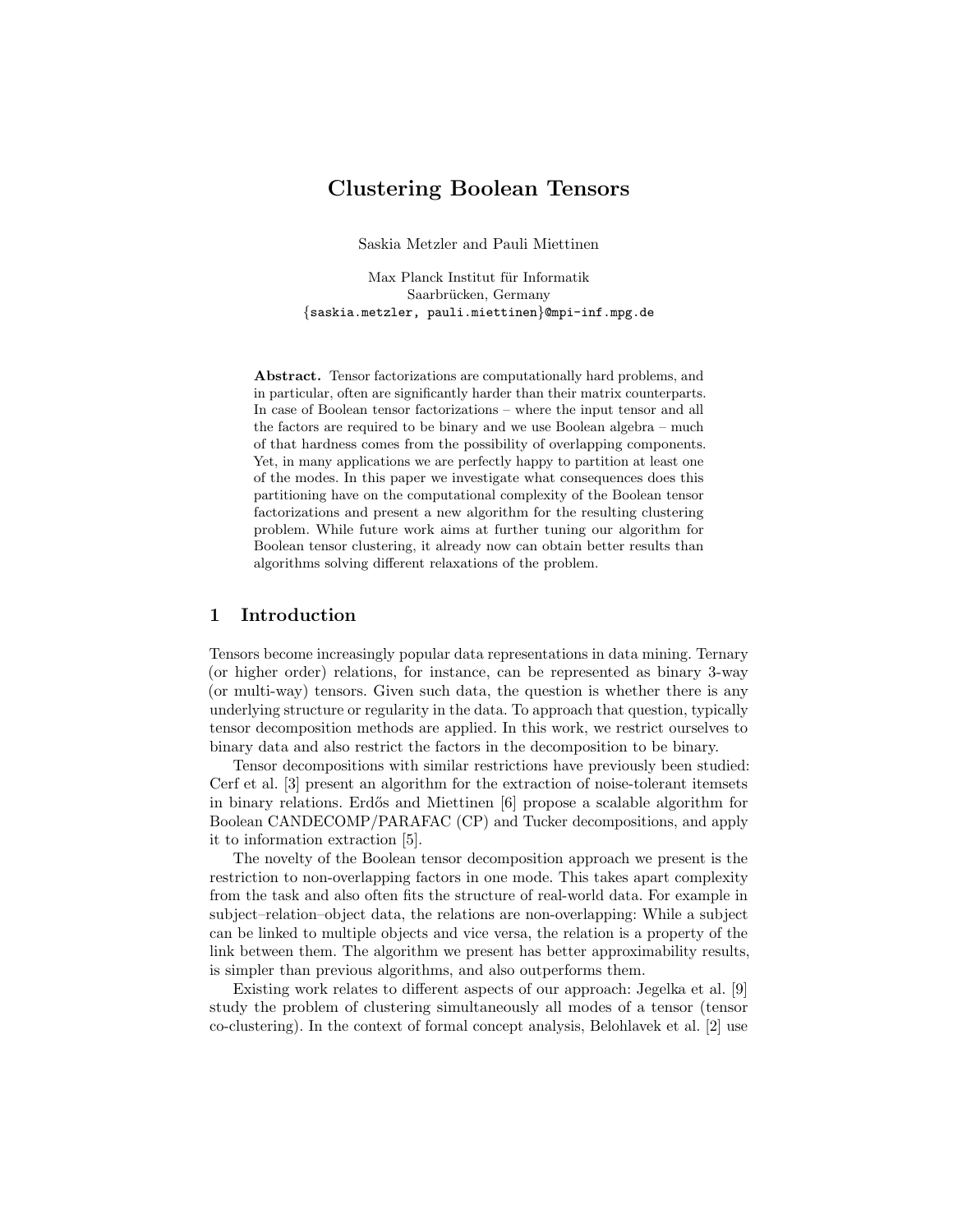# Clustering Boolean Tensors

Saskia Metzler and Pauli Miettinen

Max Planck Institut für Informatik
Saarbrücken, Germany
{saskia.metzler, pauli.miettinen}@mpi-inf.mpg.de

**Abstract.** Tensor factorizations are computationally hard problems, and in particular, often are significantly harder than their matrix counterparts. In case of Boolean tensor factorizations – where the input tensor and all the factors are required to be binary and we use Boolean algebra – much of that hardness comes from the possibility of overlapping components. Yet, in many applications we are perfectly happy to partition at least one of the modes. In this paper we investigate what consequences does this partitioning have on the computational complexity of the Boolean tensor factorizations and present a new algorithm for the resulting clustering problem. While future work aims at further tuning our algorithm for Boolean tensor clustering, it already now can obtain better results than algorithms solving different relaxations of the problem.

## 1 Introduction

Tensors become increasingly popular data representations in data mining. Ternary (or higher order) relations, for instance, can be represented as binary 3-way (or multi-way) tensors. Given such data, the question is whether there is any underlying structure or regularity in the data. To approach that question, typically tensor decomposition methods are applied. In this work, we restrict ourselves to binary data and also restrict the factors in the decomposition to be binary.

Tensor decompositions with similar restrictions have previously been studied: Cerf et al. [3] present an algorithm for the extraction of noise-tolerant itemsets in binary relations. Erdős and Miettinen [6] propose a scalable algorithm for Boolean CANDECOMP/PARAFAC (CP) and Tucker decompositions, and apply it to information extraction [5].

The novelty of the Boolean tensor decomposition approach we present is the restriction to non-overlapping factors in one mode. This takes apart complexity from the task and also often fits the structure of real-world data. For example in subject–relation–object data, the relations are non-overlapping: While a subject can be linked to multiple objects and vice versa, the relation is a property of the link between them. The algorithm we present has better approximability results, is simpler than previous algorithms, and also outperforms them.

Existing work relates to different aspects of our approach: Jegelka et al. [9] study the problem of clustering simultaneously all modes of a tensor (tensor co-clustering). In the context of formal concept analysis, Belohlavek et al. [2] use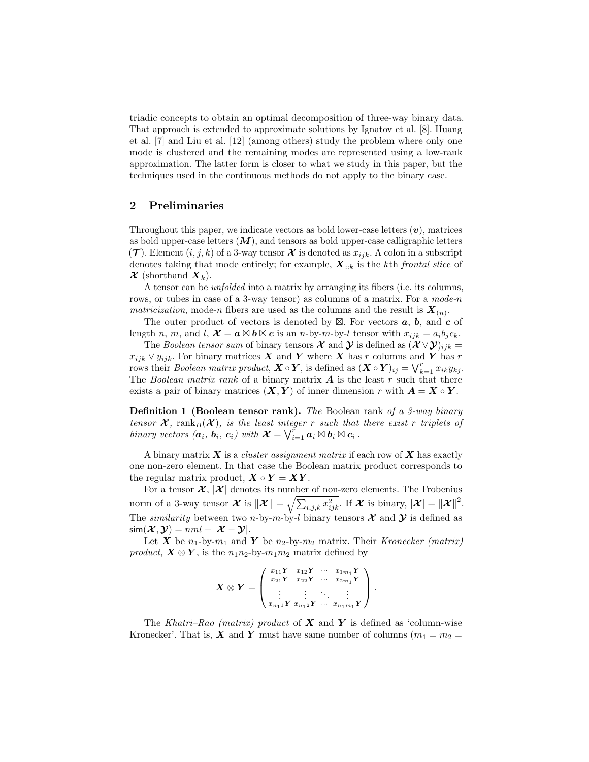triadic concepts to obtain an optimal decomposition of three-way binary data. That approach is extended to approximate solutions by Ignatov et al. [8]. Huang et al. [7] and Liu et al. [12] (among others) study the problem where only one mode is clustered and the remaining modes are represented using a low-rank approximation. The latter form is closer to what we study in this paper, but the techniques used in the continuous methods do not apply to the binary case.

## 2 Preliminaries

Throughout this paper, we indicate vectors as bold lower-case letters ($\boldsymbol{v}$), matrices as bold upper-case letters ($\boldsymbol{M}$), and tensors as bold upper-case calligraphic letters ($\boldsymbol{\mathcal{T}}$). Element $(i, j, k)$ of a 3-way tensor $\boldsymbol{\mathcal{X}}$ is denoted as $x_{ijk}$. A colon in a subscript denotes taking that mode entirely; for example, $\boldsymbol{X}_{::k}$ is the $k$th *frontal slice* of $\boldsymbol{\mathcal{X}}$ (shorthand $\boldsymbol{X}_k$).

A tensor can be *unfolded* into a matrix by arranging its fibers (i.e. its columns, rows, or tubes in case of a 3-way tensor) as columns of a matrix. For a *mode-n matricization*, mode-$n$ fibers are used as the columns and the result is $\boldsymbol{X}_{(n)}$.

The outer product of vectors is denoted by $\boxtimes$. For vectors $\boldsymbol{a}$, $\boldsymbol{b}$, and $\boldsymbol{c}$ of length $n$, $m$, and $l$, $\boldsymbol{\mathcal{X}} = \boldsymbol{a} \boxtimes \boldsymbol{b} \boxtimes \boldsymbol{c}$ is an $n$-by-$m$-by-$l$ tensor with $x_{ijk} = a_i b_j c_k$.

The *Boolean tensor sum* of binary tensors $\boldsymbol{\mathcal{X}}$ and $\boldsymbol{\mathcal{Y}}$ is defined as $(\boldsymbol{\mathcal{X}} \vee \boldsymbol{\mathcal{Y}})_{ijk} = x_{ijk} \vee y_{ijk}$. For binary matrices $\boldsymbol{X}$ and $\boldsymbol{Y}$ where $\boldsymbol{X}$ has $r$ columns and $\boldsymbol{Y}$ has $r$ rows their *Boolean matrix product*, $\boldsymbol{X} \circ \boldsymbol{Y}$, is defined as $(\boldsymbol{X} \circ \boldsymbol{Y})_{ij} = \bigvee_{k=1}^{r} x_{ik} y_{kj}$. The *Boolean matrix rank* of a binary matrix $\boldsymbol{A}$ is the least $r$ such that there exists a pair of binary matrices $(\boldsymbol{X}, \boldsymbol{Y})$ of inner dimension $r$ with $\boldsymbol{A} = \boldsymbol{X} \circ \boldsymbol{Y}$.

**Definition 1 (Boolean tensor rank).** *The* Boolean rank *of a 3-way binary tensor $\boldsymbol{\mathcal{X}}$, $\operatorname{rank}_B(\boldsymbol{\mathcal{X}})$, is the least integer $r$ such that there exist $r$ triplets of binary vectors $(\boldsymbol{a}_i, \boldsymbol{b}_i, \boldsymbol{c}_i)$ with $\boldsymbol{\mathcal{X}} = \bigvee_{i=1}^{r} \boldsymbol{a}_i \boxtimes \boldsymbol{b}_i \boxtimes \boldsymbol{c}_i$.*

A binary matrix $\boldsymbol{X}$ is a *cluster assignment matrix* if each row of $\boldsymbol{X}$ has exactly one non-zero element. In that case the Boolean matrix product corresponds to the regular matrix product, $\boldsymbol{X} \circ \boldsymbol{Y} = \boldsymbol{X}\boldsymbol{Y}$.

For a tensor $\boldsymbol{\mathcal{X}}$, $|\boldsymbol{\mathcal{X}}|$ denotes its number of non-zero elements. The Frobenius norm of a 3-way tensor $\boldsymbol{\mathcal{X}}$ is $\|\boldsymbol{\mathcal{X}}\| = \sqrt{\sum_{i,j,k} x_{ijk}^2}$. If $\boldsymbol{\mathcal{X}}$ is binary, $|\boldsymbol{\mathcal{X}}| = \|\boldsymbol{\mathcal{X}}\|^2$. The *similarity* between two $n$-by-$m$-by-$l$ binary tensors $\boldsymbol{\mathcal{X}}$ and $\boldsymbol{\mathcal{Y}}$ is defined as $\mathsf{sim}(\boldsymbol{\mathcal{X}}, \boldsymbol{\mathcal{Y}}) = nml - |\boldsymbol{\mathcal{X}} - \boldsymbol{\mathcal{Y}}|$.

Let $\boldsymbol{X}$ be $n_1$-by-$m_1$ and $\boldsymbol{Y}$ be $n_2$-by-$m_2$ matrix. Their *Kronecker (matrix) product*, $\boldsymbol{X} \otimes \boldsymbol{Y}$, is the $n_1 n_2$-by-$m_1 m_2$ matrix defined by

$$\boldsymbol{X} \otimes \boldsymbol{Y} = \begin{pmatrix} x_{11}\boldsymbol{Y} & x_{12}\boldsymbol{Y} & \cdots & x_{1m_1}\boldsymbol{Y} \\ x_{21}\boldsymbol{Y} & x_{22}\boldsymbol{Y} & \cdots & x_{2m_1}\boldsymbol{Y} \\ \vdots & \vdots & \ddots & \vdots \\ x_{n_1 1}\boldsymbol{Y} & x_{n_1 2}\boldsymbol{Y} & \cdots & x_{n_1 m_1}\boldsymbol{Y} \end{pmatrix} .$$

The *Khatri–Rao (matrix) product* of $\boldsymbol{X}$ and $\boldsymbol{Y}$ is defined as 'column-wise Kronecker'. That is, $\boldsymbol{X}$ and $\boldsymbol{Y}$ must have same number of columns ($m_1 = m_2 =$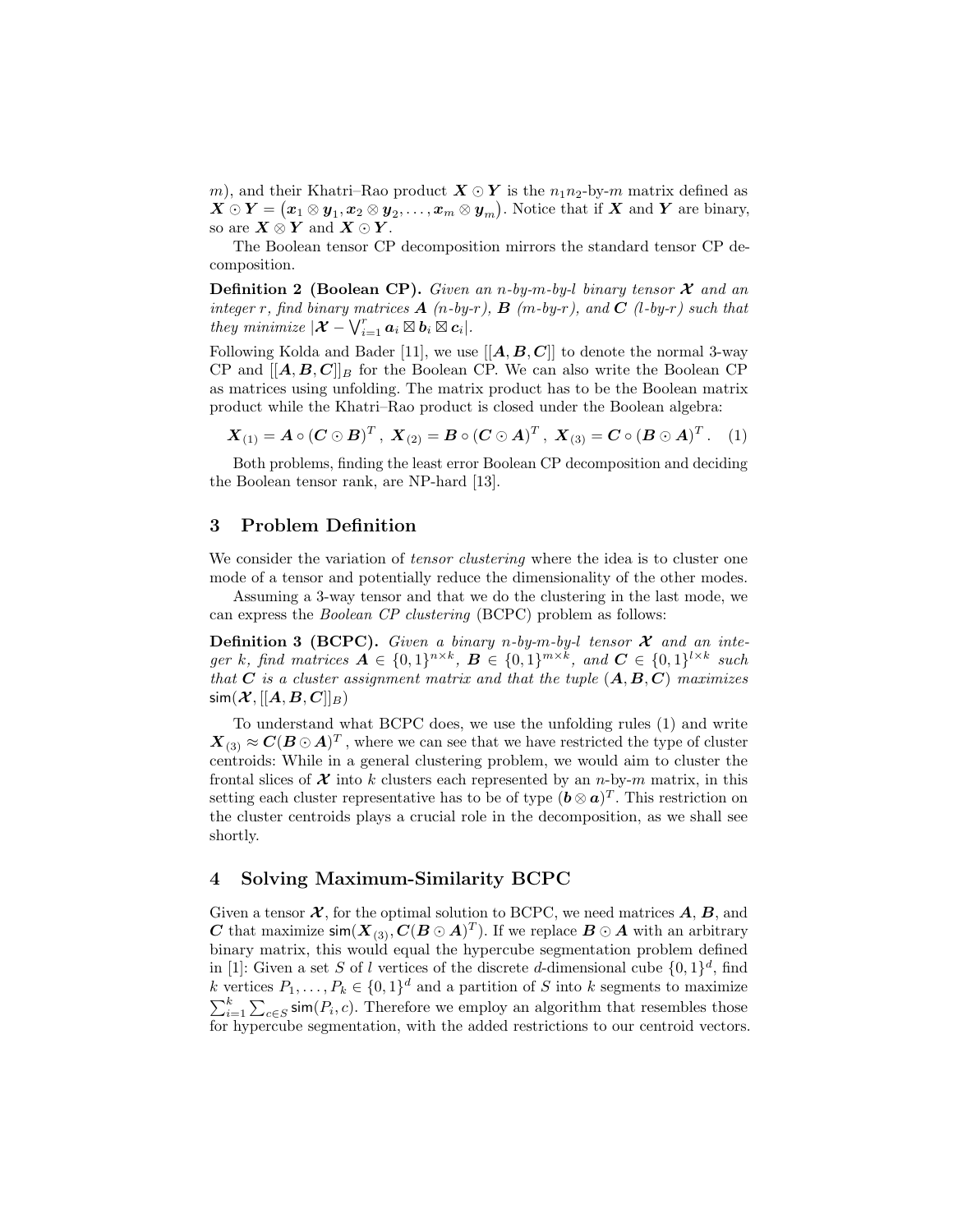$m$), and their Khatri–Rao product $\boldsymbol{X} \odot \boldsymbol{Y}$ is the $n_1 n_2$-by-$m$ matrix defined as $\boldsymbol{X} \odot \boldsymbol{Y} = (\boldsymbol{x}_1 \otimes \boldsymbol{y}_1, \boldsymbol{x}_2 \otimes \boldsymbol{y}_2, \ldots, \boldsymbol{x}_m \otimes \boldsymbol{y}_m)$. Notice that if $\boldsymbol{X}$ and $\boldsymbol{Y}$ are binary, so are $\boldsymbol{X} \otimes \boldsymbol{Y}$ and $\boldsymbol{X} \odot \boldsymbol{Y}$.

The Boolean tensor CP decomposition mirrors the standard tensor CP decomposition.

**Definition 2 (Boolean CP).** *Given an $n$-by-$m$-by-$l$ binary tensor $\boldsymbol{\mathcal{X}}$ and an integer $r$, find binary matrices $\boldsymbol{A}$ ($n$-by-$r$), $\boldsymbol{B}$ ($m$-by-$r$), and $\boldsymbol{C}$ ($l$-by-$r$) such that they minimize $|\boldsymbol{\mathcal{X}} - \bigvee_{i=1}^{r} \boldsymbol{a}_i \boxtimes \boldsymbol{b}_i \boxtimes \boldsymbol{c}_i|$.*

Following Kolda and Bader [11], we use $[[\boldsymbol{A}, \boldsymbol{B}, \boldsymbol{C}]]$ to denote the normal 3-way CP and $[[\boldsymbol{A}, \boldsymbol{B}, \boldsymbol{C}]]_B$ for the Boolean CP. We can also write the Boolean CP as matrices using unfolding. The matrix product has to be the Boolean matrix product while the Khatri–Rao product is closed under the Boolean algebra:

$$\boldsymbol{X}_{(1)} = \boldsymbol{A} \circ (\boldsymbol{C} \odot \boldsymbol{B})^T, \; \boldsymbol{X}_{(2)} = \boldsymbol{B} \circ (\boldsymbol{C} \odot \boldsymbol{A})^T, \; \boldsymbol{X}_{(3)} = \boldsymbol{C} \circ (\boldsymbol{B} \odot \boldsymbol{A})^T. \quad (1)$$

Both problems, finding the least error Boolean CP decomposition and deciding the Boolean tensor rank, are NP-hard [13].

## 3 Problem Definition

We consider the variation of *tensor clustering* where the idea is to cluster one mode of a tensor and potentially reduce the dimensionality of the other modes.

Assuming a 3-way tensor and that we do the clustering in the last mode, we can express the *Boolean CP clustering* (BCPC) problem as follows:

**Definition 3 (BCPC).** *Given a binary $n$-by-$m$-by-$l$ tensor $\boldsymbol{\mathcal{X}}$ and an integer $k$, find matrices $\boldsymbol{A} \in \{0,1\}^{n \times k}$, $\boldsymbol{B} \in \{0,1\}^{m \times k}$, and $\boldsymbol{C} \in \{0,1\}^{l \times k}$ such that $\boldsymbol{C}$ is a cluster assignment matrix and that the tuple $(\boldsymbol{A}, \boldsymbol{B}, \boldsymbol{C})$ maximizes $\mathsf{sim}(\boldsymbol{\mathcal{X}}, [[\boldsymbol{A}, \boldsymbol{B}, \boldsymbol{C}]]_B)$*

To understand what BCPC does, we use the unfolding rules (1) and write $\boldsymbol{X}_{(3)} \approx \boldsymbol{C}(\boldsymbol{B} \odot \boldsymbol{A})^T$, where we can see that we have restricted the type of cluster centroids: While in a general clustering problem, we would aim to cluster the frontal slices of $\boldsymbol{\mathcal{X}}$ into $k$ clusters each represented by an $n$-by-$m$ matrix, in this setting each cluster representative has to be of type $(\boldsymbol{b} \otimes \boldsymbol{a})^T$. This restriction on the cluster centroids plays a crucial role in the decomposition, as we shall see shortly.

## 4 Solving Maximum-Similarity BCPC

Given a tensor $\boldsymbol{\mathcal{X}}$, for the optimal solution to BCPC, we need matrices $\boldsymbol{A}$, $\boldsymbol{B}$, and $\boldsymbol{C}$ that maximize $\mathsf{sim}(\boldsymbol{X}_{(3)}, \boldsymbol{C}(\boldsymbol{B} \odot \boldsymbol{A})^T)$. If we replace $\boldsymbol{B} \odot \boldsymbol{A}$ with an arbitrary binary matrix, this would equal the hypercube segmentation problem defined in [1]: Given a set $S$ of $l$ vertices of the discrete $d$-dimensional cube $\{0,1\}^d$, find $k$ vertices $P_1, \ldots, P_k \in \{0,1\}^d$ and a partition of $S$ into $k$ segments to maximize $\sum_{i=1}^{k} \sum_{c \in S} \mathsf{sim}(P_i, c)$. Therefore we employ an algorithm that resembles those for hypercube segmentation, with the added restrictions to our centroid vectors.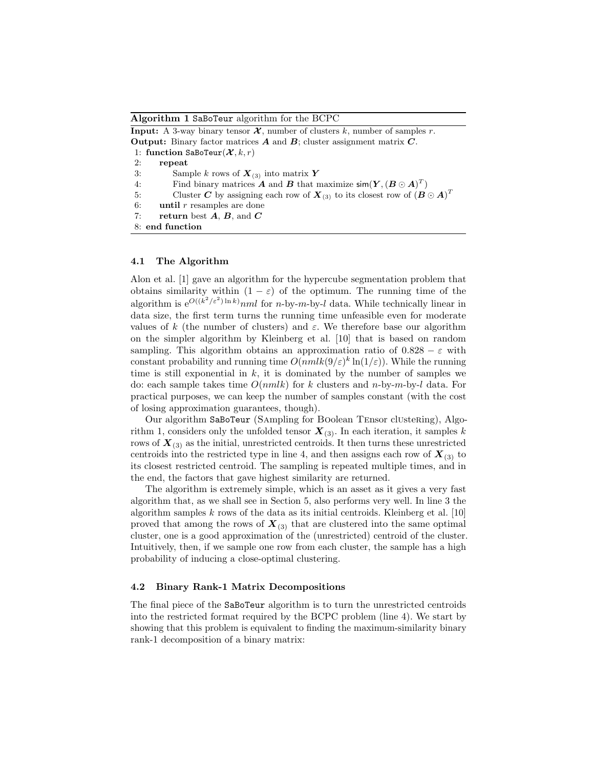**Algorithm 1** `SaBoTeur` algorithm for the BCPC

**Input:** A 3-way binary tensor $\boldsymbol{\mathcal{X}}$, number of clusters $k$, number of samples $r$.
**Output:** Binary factor matrices $\boldsymbol{A}$ and $\boldsymbol{B}$; cluster assignment matrix $\boldsymbol{C}$.

```
1: function SaBoTeur(𝓧, k, r)
2:     repeat
3:         Sample k rows of X_(3) into matrix Y
4:         Find binary matrices A and B that maximize sim(Y, (B ⊙ A)^T)
5:         Cluster C by assigning each row of X_(3) to its closest row of (B ⊙ A)^T
6:     until r resamples are done
7:     return best A, B, and C
8: end function
```

### 4.1 The Algorithm

Alon et al. [1] gave an algorithm for the hypercube segmentation problem that obtains similarity within $(1-\varepsilon)$ of the optimum. The running time of the algorithm is $e^{O((k^2/\varepsilon^2)\ln k)}nml$ for $n$-by-$m$-by-$l$ data. While technically linear in data size, the first term turns the running time unfeasible even for moderate values of $k$ (the number of clusters) and $\varepsilon$. We therefore base our algorithm on the simpler algorithm by Kleinberg et al. [10] that is based on random sampling. This algorithm obtains an approximation ratio of $0.828 - \varepsilon$ with constant probability and running time $O(nmlk(9/\varepsilon)^k \ln(1/\varepsilon))$. While the running time is still exponential in $k$, it is dominated by the number of samples we do: each sample takes time $O(nmlk)$ for $k$ clusters and $n$-by-$m$-by-$l$ data. For practical purposes, we can keep the number of samples constant (with the cost of losing approximation guarantees, though).

Our algorithm `SaBoTeur` (SAmpling for BOolean TEnsor clUsteRing), Algorithm 1, considers only the unfolded tensor $\boldsymbol{X}_{(3)}$. In each iteration, it samples $k$ rows of $\boldsymbol{X}_{(3)}$ as the initial, unrestricted centroids. It then turns these unrestricted centroids into the restricted type in line 4, and then assigns each row of $\boldsymbol{X}_{(3)}$ to its closest restricted centroid. The sampling is repeated multiple times, and in the end, the factors that gave highest similarity are returned.

The algorithm is extremely simple, which is an asset as it gives a very fast algorithm that, as we shall see in Section 5, also performs very well. In line 3 the algorithm samples $k$ rows of the data as its initial centroids. Kleinberg et al. [10] proved that among the rows of $\boldsymbol{X}_{(3)}$ that are clustered into the same optimal cluster, one is a good approximation of the (unrestricted) centroid of the cluster. Intuitively, then, if we sample one row from each cluster, the sample has a high probability of inducing a close-optimal clustering.

### 4.2 Binary Rank-1 Matrix Decompositions

The final piece of the `SaBoTeur` algorithm is to turn the unrestricted centroids into the restricted format required by the BCPC problem (line 4). We start by showing that this problem is equivalent to finding the maximum-similarity binary rank-1 decomposition of a binary matrix: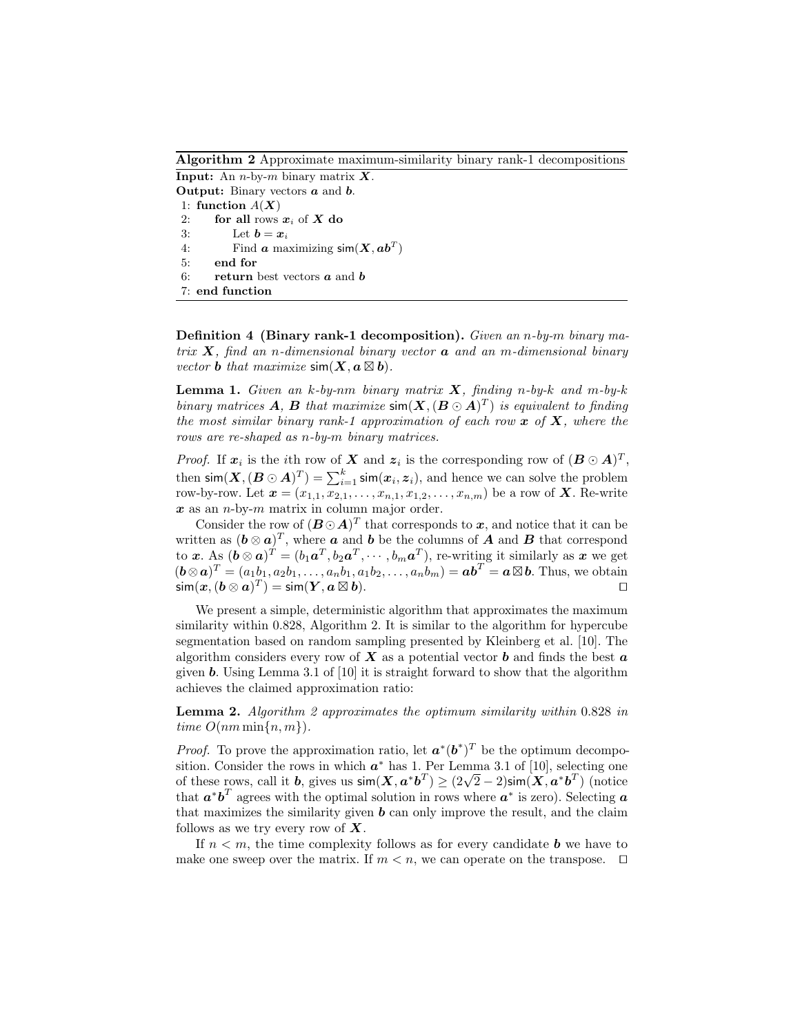**Algorithm 2** Approximate maximum-similarity binary rank-1 decompositions

**Input:** An $n$-by-$m$ binary matrix $\boldsymbol{X}$.
**Output:** Binary vectors $\boldsymbol{a}$ and $\boldsymbol{b}$.

```
1: function A(X)
2:     for all rows x_i of X do
3:         Let b = x_i
4:         Find a maximizing sim(X, ab^T)
5:     end for
6:     return best vectors a and b
7: end function
```

**Definition 4 (Binary rank-1 decomposition).** *Given an $n$-by-$m$ binary matrix $\boldsymbol{X}$, find an $n$-dimensional binary vector $\boldsymbol{a}$ and an $m$-dimensional binary vector $\boldsymbol{b}$ that maximize $\mathsf{sim}(\boldsymbol{X}, \boldsymbol{a} \boxtimes \boldsymbol{b})$.*

**Lemma 1.** *Given an $k$-by-$nm$ binary matrix $\boldsymbol{X}$, finding $n$-by-$k$ and $m$-by-$k$ binary matrices $\boldsymbol{A}$, $\boldsymbol{B}$ that maximize $\mathsf{sim}(\boldsymbol{X}, (\boldsymbol{B} \odot \boldsymbol{A})^T)$ is equivalent to finding the most similar binary rank-1 approximation of each row $\boldsymbol{x}$ of $\boldsymbol{X}$, where the rows are re-shaped as $n$-by-$m$ binary matrices.*

*Proof.* If $\boldsymbol{x}_i$ is the $i$th row of $\boldsymbol{X}$ and $\boldsymbol{z}_i$ is the corresponding row of $(\boldsymbol{B} \odot \boldsymbol{A})^T$, then $\mathsf{sim}(\boldsymbol{X}, (\boldsymbol{B} \odot \boldsymbol{A})^T) = \sum_{i=1}^{k} \mathsf{sim}(\boldsymbol{x}_i, \boldsymbol{z}_i)$, and hence we can solve the problem row-by-row. Let $\boldsymbol{x} = (x_{1,1}, x_{2,1}, \ldots, x_{n,1}, x_{1,2}, \ldots, x_{n,m})$ be a row of $\boldsymbol{X}$. Re-write $\boldsymbol{x}$ as an $n$-by-$m$ matrix in column major order.

Consider the row of $(\boldsymbol{B} \odot \boldsymbol{A})^T$ that corresponds to $\boldsymbol{x}$, and notice that it can be written as $(\boldsymbol{b} \otimes \boldsymbol{a})^T$, where $\boldsymbol{a}$ and $\boldsymbol{b}$ be the columns of $\boldsymbol{A}$ and $\boldsymbol{B}$ that correspond to $\boldsymbol{x}$. As $(\boldsymbol{b} \otimes \boldsymbol{a})^T = (b_1 \boldsymbol{a}^T, b_2 \boldsymbol{a}^T, \cdots, b_m \boldsymbol{a}^T)$, re-writing it similarly as $\boldsymbol{x}$ we get $(\boldsymbol{b} \otimes \boldsymbol{a})^T = (a_1 b_1, a_2 b_1, \ldots, a_n b_1, a_1 b_2, \ldots, a_n b_m) = \boldsymbol{a}\boldsymbol{b}^T = \boldsymbol{a} \boxtimes \boldsymbol{b}$. Thus, we obtain $\mathsf{sim}(\boldsymbol{x}, (\boldsymbol{b} \otimes \boldsymbol{a})^T) = \mathsf{sim}(\boldsymbol{Y}, \boldsymbol{a} \boxtimes \boldsymbol{b})$. $\square$

We present a simple, deterministic algorithm that approximates the maximum similarity within 0.828, Algorithm 2. It is similar to the algorithm for hypercube segmentation based on random sampling presented by Kleinberg et al. [10]. The algorithm considers every row of $\boldsymbol{X}$ as a potential vector $\boldsymbol{b}$ and finds the best $\boldsymbol{a}$ given $\boldsymbol{b}$. Using Lemma 3.1 of [10] it is straight forward to show that the algorithm achieves the claimed approximation ratio:

**Lemma 2.** *Algorithm 2 approximates the optimum similarity within 0.828 in time $O(nm \min\{n, m\})$.*

*Proof.* To prove the approximation ratio, let $\boldsymbol{a}^*(\boldsymbol{b}^*)^T$ be the optimum decomposition. Consider the rows in which $\boldsymbol{a}^*$ has 1. Per Lemma 3.1 of [10], selecting one of these rows, call it $\boldsymbol{b}$, gives us $\mathsf{sim}(\boldsymbol{X}, \boldsymbol{a}^*\boldsymbol{b}^T) \geq (2\sqrt{2} - 2)\mathsf{sim}(\boldsymbol{X}, \boldsymbol{a}^*\boldsymbol{b}^T)$ (notice that $\boldsymbol{a}^*\boldsymbol{b}^T$ agrees with the optimal solution in rows where $\boldsymbol{a}^*$ is zero). Selecting $\boldsymbol{a}$ that maximizes the similarity given $\boldsymbol{b}$ can only improve the result, and the claim follows as we try every row of $\boldsymbol{X}$.

If $n < m$, the time complexity follows as for every candidate $\boldsymbol{b}$ we have to make one sweep over the matrix. If $m < n$, we can operate on the transpose. $\square$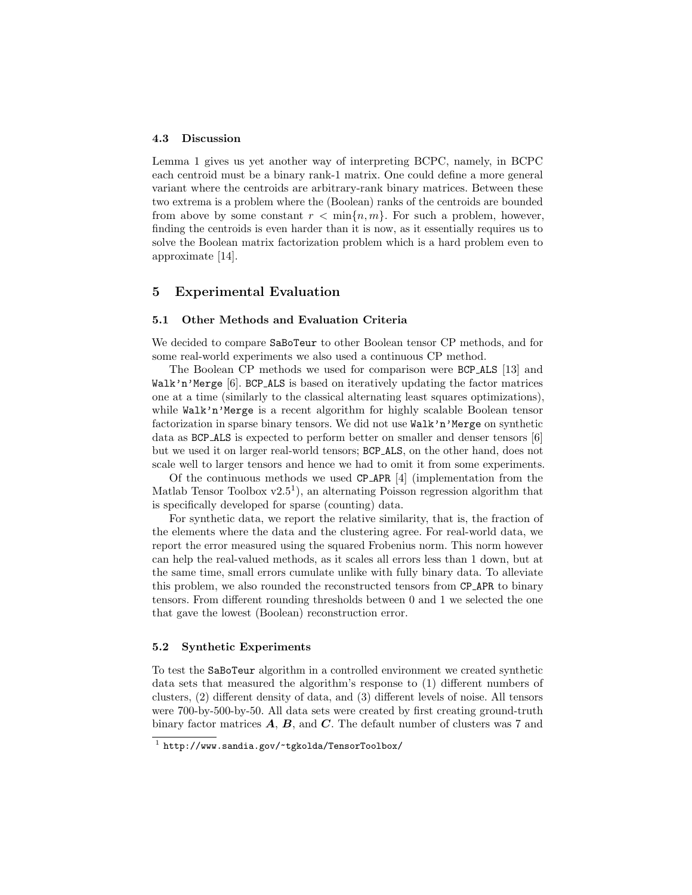### 4.3 Discussion

Lemma 1 gives us yet another way of interpreting BCPC, namely, in BCPC each centroid must be a binary rank-1 matrix. One could define a more general variant where the centroids are arbitrary-rank binary matrices. Between these two extrema is a problem where the (Boolean) ranks of the centroids are bounded from above by some constant $r < \min\{n, m\}$. For such a problem, however, finding the centroids is even harder than it is now, as it essentially requires us to solve the Boolean matrix factorization problem which is a hard problem even to approximate [14].

## 5 Experimental Evaluation

### 5.1 Other Methods and Evaluation Criteria

We decided to compare `SaBoTeur` to other Boolean tensor CP methods, and for some real-world experiments we also used a continuous CP method.

The Boolean CP methods we used for comparison were `BCP_ALS` [13] and `Walk'n'Merge` [6]. `BCP_ALS` is based on iteratively updating the factor matrices one at a time (similarly to the classical alternating least squares optimizations), while `Walk'n'Merge` is a recent algorithm for highly scalable Boolean tensor factorization in sparse binary tensors. We did not use `Walk'n'Merge` on synthetic data as `BCP_ALS` is expected to perform better on smaller and denser tensors [6] but we used it on larger real-world tensors; `BCP_ALS`, on the other hand, does not scale well to larger tensors and hence we had to omit it from some experiments.

Of the continuous methods we used `CP_APR` [4] (implementation from the Matlab Tensor Toolbox v2.5[1]), an alternating Poisson regression algorithm that is specifically developed for sparse (counting) data.

For synthetic data, we report the relative similarity, that is, the fraction of the elements where the data and the clustering agree. For real-world data, we report the error measured using the squared Frobenius norm. This norm however can help the real-valued methods, as it scales all errors less than 1 down, but at the same time, small errors cumulate unlike with fully binary data. To alleviate this problem, we also rounded the reconstructed tensors from `CP_APR` to binary tensors. From different rounding thresholds between 0 and 1 we selected the one that gave the lowest (Boolean) reconstruction error.

### 5.2 Synthetic Experiments

To test the `SaBoTeur` algorithm in a controlled environment we created synthetic data sets that measured the algorithm's response to (1) different numbers of clusters, (2) different density of data, and (3) different levels of noise. All tensors were 700-by-500-by-50. All data sets were created by first creating ground-truth binary factor matrices $\boldsymbol{A}$, $\boldsymbol{B}$, and $\boldsymbol{C}$. The default number of clusters was 7 and

[1] http://www.sandia.gov/~tgkolda/TensorToolbox/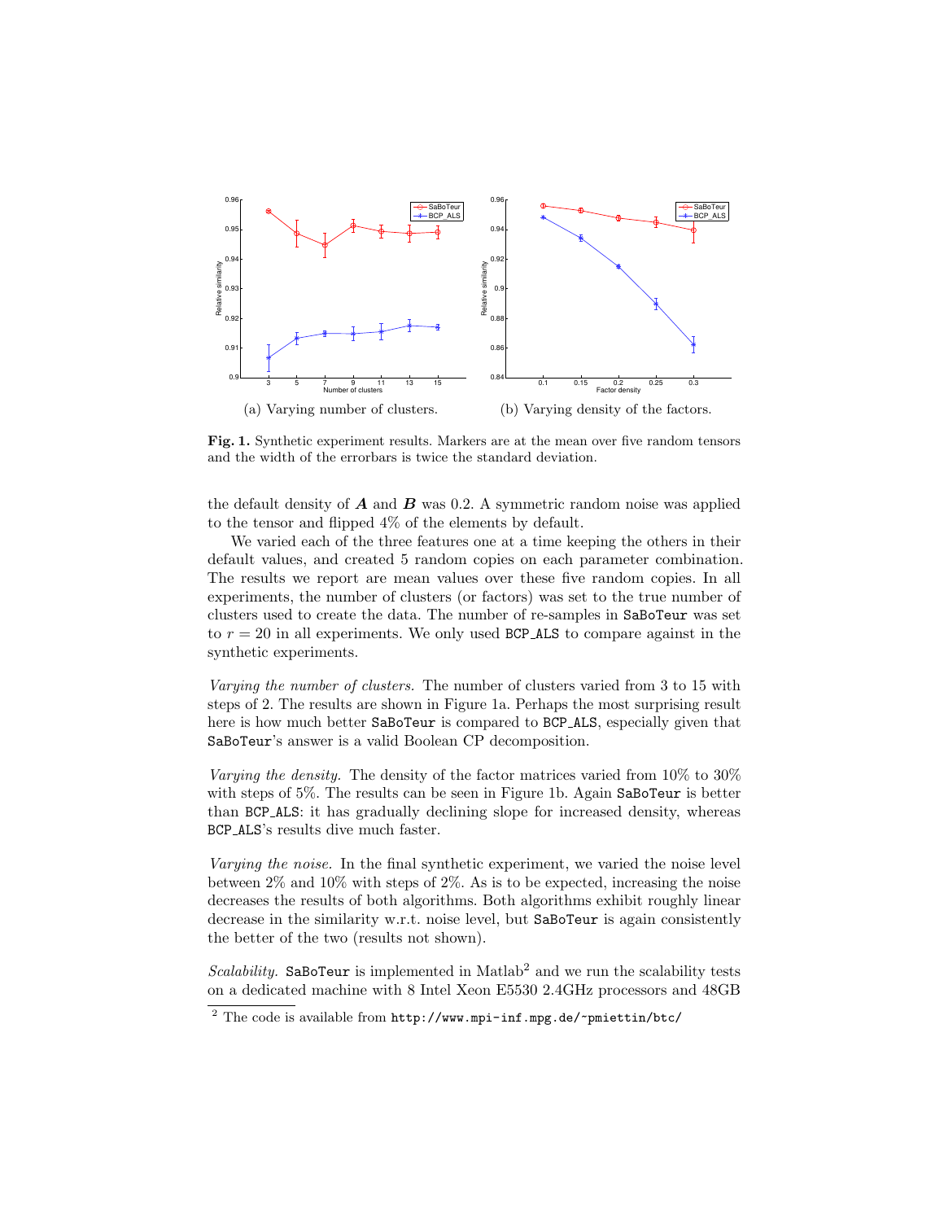(a) Varying number of clusters.

(b) Varying density of the factors.

**Fig. 1.** Synthetic experiment results. Markers are at the mean over five random tensors and the width of the errorbars is twice the standard deviation.

the default density of $\boldsymbol{A}$ and $\boldsymbol{B}$ was 0.2. A symmetric random noise was applied to the tensor and flipped 4% of the elements by default.

We varied each of the three features one at a time keeping the others in their default values, and created 5 random copies on each parameter combination. The results we report are mean values over these five random copies. In all experiments, the number of clusters (or factors) was set to the true number of clusters used to create the data. The number of re-samples in `SaBoTeur` was set to $r = 20$ in all experiments. We only used `BCP_ALS` to compare against in the synthetic experiments.

*Varying the number of clusters.* The number of clusters varied from 3 to 15 with steps of 2. The results are shown in Figure 1a. Perhaps the most surprising result here is how much better `SaBoTeur` is compared to `BCP_ALS`, especially given that `SaBoTeur`'s answer is a valid Boolean CP decomposition.

*Varying the density.* The density of the factor matrices varied from 10% to 30% with steps of 5%. The results can be seen in Figure 1b. Again `SaBoTeur` is better than `BCP_ALS`: it has gradually declining slope for increased density, whereas `BCP_ALS`'s results dive much faster.

*Varying the noise.* In the final synthetic experiment, we varied the noise level between 2% and 10% with steps of 2%. As is to be expected, increasing the noise decreases the results of both algorithms. Both algorithms exhibit roughly linear decrease in the similarity w.r.t. noise level, but `SaBoTeur` is again consistently the better of the two (results not shown).

*Scalability.* `SaBoTeur` is implemented in Matlab[2] and we run the scalability tests on a dedicated machine with 8 Intel Xeon E5530 2.4GHz processors and 48GB

[2] The code is available from `http://www.mpi-inf.mpg.de/~pmiettin/btc/`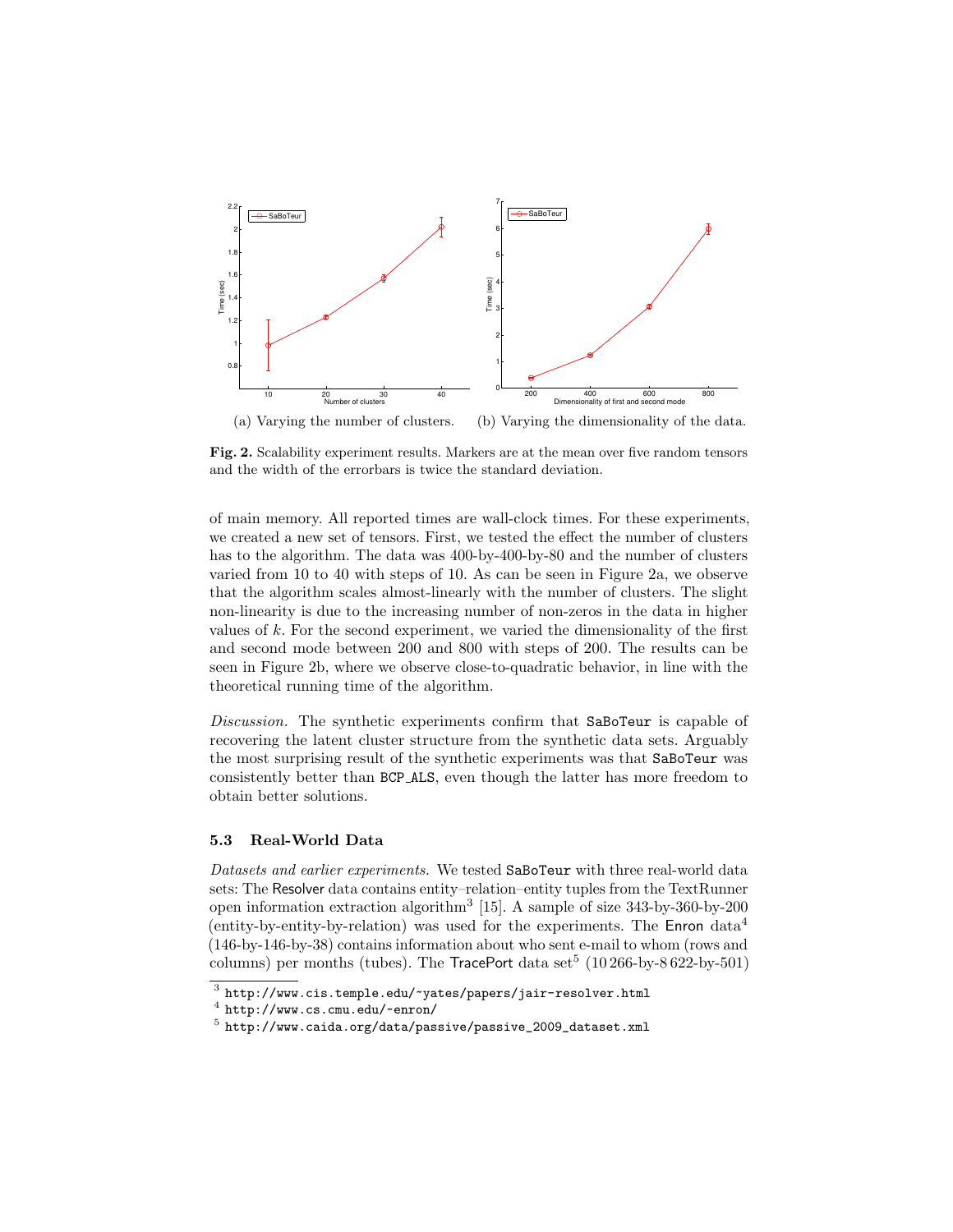(a) Varying the number of clusters. (b) Varying the dimensionality of the data.

**Fig. 2.** Scalability experiment results. Markers are at the mean over five random tensors and the width of the errorbars is twice the standard deviation.

of main memory. All reported times are wall-clock times. For these experiments, we created a new set of tensors. First, we tested the effect the number of clusters has to the algorithm. The data was 400-by-400-by-80 and the number of clusters varied from 10 to 40 with steps of 10. As can be seen in Figure 2a, we observe that the algorithm scales almost-linearly with the number of clusters. The slight non-linearity is due to the increasing number of non-zeros in the data in higher values of $k$. For the second experiment, we varied the dimensionality of the first and second mode between 200 and 800 with steps of 200. The results can be seen in Figure 2b, where we observe close-to-quadratic behavior, in line with the theoretical running time of the algorithm.

*Discussion.* The synthetic experiments confirm that SaBoTeur is capable of recovering the latent cluster structure from the synthetic data sets. Arguably the most surprising result of the synthetic experiments was that SaBoTeur was consistently better than BCP_ALS, even though the latter has more freedom to obtain better solutions.

### 5.3 Real-World Data

*Datasets and earlier experiments.* We tested SaBoTeur with three real-world data sets: The Resolver data contains entity–relation–entity tuples from the TextRunner open information extraction algorithm[3] [15]. A sample of size 343-by-360-by-200 (entity-by-entity-by-relation) was used for the experiments. The Enron data[4] (146-by-146-by-38) contains information about who sent e-mail to whom (rows and columns) per months (tubes). The TracePort data set[5] (10 266-by-8 622-by-501)

[3] http://www.cis.temple.edu/~yates/papers/jair-resolver.html

[4] http://www.cs.cmu.edu/~enron/

[5] http://www.caida.org/data/passive/passive_2009_dataset.xml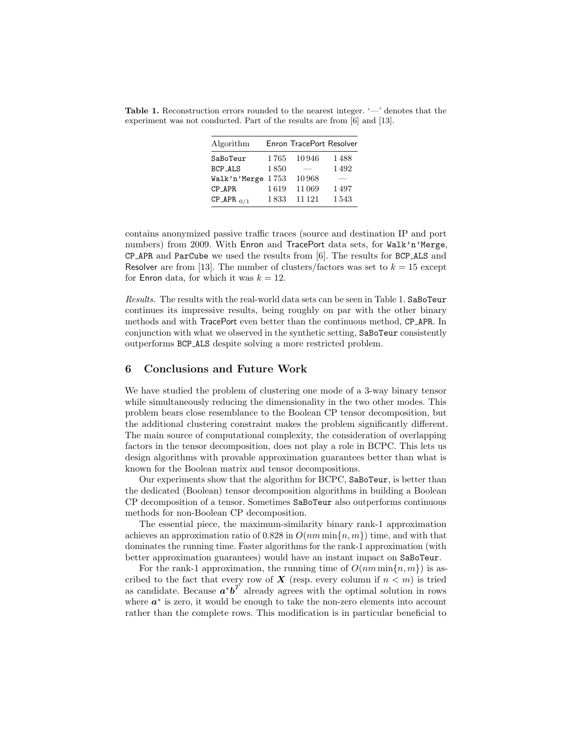**Table 1.** Reconstruction errors rounded to the nearest integer. '—' denotes that the experiment was not conducted. Part of the results are from [6] and [13].

| Algorithm | Enron | TracePort | Resolver |
|---|---|---|---|
| SaBoTeur | 1 765 | 10 946 | 1 488 |
| BCP_ALS | 1 850 | — | 1 492 |
| Walk'n'Merge | 1 753 | 10 968 | — |
| CP_APR | 1 619 | 11 069 | 1 497 |
| CP_APR $_{0/1}$ | 1 833 | 11 121 | 1 543 |

contains anonymized passive traffic traces (source and destination IP and port numbers) from 2009. With Enron and TracePort data sets, for Walk'n'Merge, CP_APR and ParCube we used the results from [6]. The results for BCP_ALS and Resolver are from [13]. The number of clusters/factors was set to $k = 15$ except for Enron data, for which it was $k = 12$.

*Results.* The results with the real-world data sets can be seen in Table 1. SaBoTeur continues its impressive results, being roughly on par with the other binary methods and with TracePort even better than the continuous method, CP_APR. In conjunction with what we observed in the synthetic setting, SaBoTeur consistently outperforms BCP_ALS despite solving a more restricted problem.

## 6 Conclusions and Future Work

We have studied the problem of clustering one mode of a 3-way binary tensor while simultaneously reducing the dimensionality in the two other modes. This problem bears close resemblance to the Boolean CP tensor decomposition, but the additional clustering constraint makes the problem significantly different. The main source of computational complexity, the consideration of overlapping factors in the tensor decomposition, does not play a role in BCPC. This lets us design algorithms with provable approximation guarantees better than what is known for the Boolean matrix and tensor decompositions.

Our experiments show that the algorithm for BCPC, SaBoTeur, is better than the dedicated (Boolean) tensor decomposition algorithms in building a Boolean CP decomposition of a tensor. Sometimes SaBoTeur also outperforms continuous methods for non-Boolean CP decomposition.

The essential piece, the maximum-similarity binary rank-1 approximation achieves an approximation ratio of 0.828 in $O(nm \min\{n, m\})$ time, and with that dominates the running time. Faster algorithms for the rank-1 approximation (with better approximation guarantees) would have an instant impact on SaBoTeur.

For the rank-1 approximation, the running time of $O(nm \min\{n, m\})$ is ascribed to the fact that every row of $\boldsymbol{X}$ (resp. every column if $n < m$) is tried as candidate. Because $\boldsymbol{a}^*\boldsymbol{b}^T$ already agrees with the optimal solution in rows where $\boldsymbol{a}^*$ is zero, it would be enough to take the non-zero elements into account rather than the complete rows. This modification is in particular beneficial to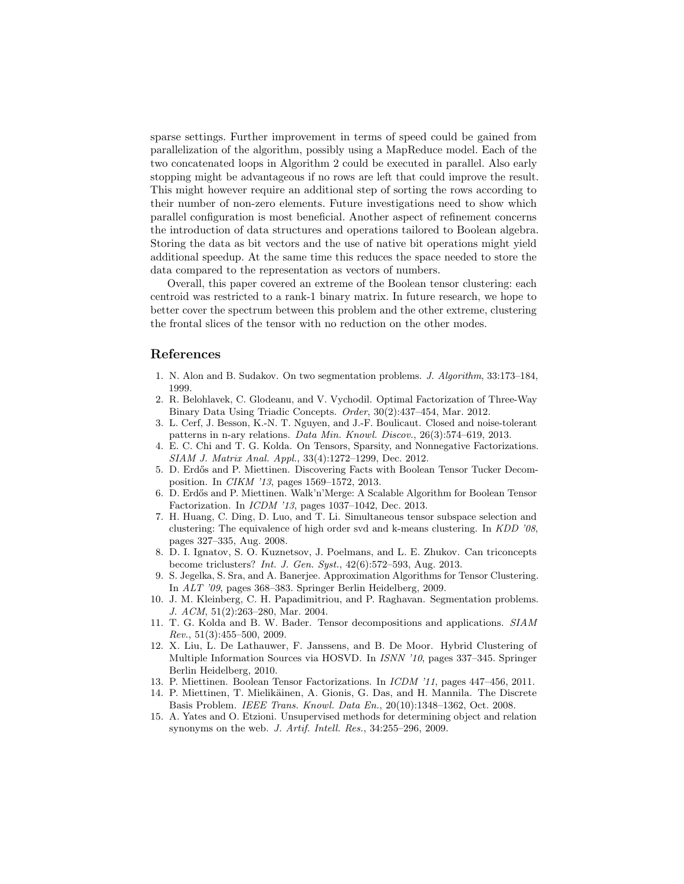sparse settings. Further improvement in terms of speed could be gained from parallelization of the algorithm, possibly using a MapReduce model. Each of the two concatenated loops in Algorithm 2 could be executed in parallel. Also early stopping might be advantageous if no rows are left that could improve the result. This might however require an additional step of sorting the rows according to their number of non-zero elements. Future investigations need to show which parallel configuration is most beneficial. Another aspect of refinement concerns the introduction of data structures and operations tailored to Boolean algebra. Storing the data as bit vectors and the use of native bit operations might yield additional speedup. At the same time this reduces the space needed to store the data compared to the representation as vectors of numbers.

Overall, this paper covered an extreme of the Boolean tensor clustering: each centroid was restricted to a rank-1 binary matrix. In future research, we hope to better cover the spectrum between this problem and the other extreme, clustering the frontal slices of the tensor with no reduction on the other modes.

## References

1. N. Alon and B. Sudakov. On two segmentation problems. *J. Algorithm*, 33:173–184, 1999.
2. R. Belohlavek, C. Glodeanu, and V. Vychodil. Optimal Factorization of Three-Way Binary Data Using Triadic Concepts. *Order*, 30(2):437–454, Mar. 2012.
3. L. Cerf, J. Besson, K.-N. T. Nguyen, and J.-F. Boulicaut. Closed and noise-tolerant patterns in n-ary relations. *Data Min. Knowl. Discov.*, 26(3):574–619, 2013.
4. E. C. Chi and T. G. Kolda. On Tensors, Sparsity, and Nonnegative Factorizations. *SIAM J. Matrix Anal. Appl.*, 33(4):1272–1299, Dec. 2012.
5. D. Erdős and P. Miettinen. Discovering Facts with Boolean Tensor Tucker Decomposition. In *CIKM '13*, pages 1569–1572, 2013.
6. D. Erdős and P. Miettinen. Walk'n'Merge: A Scalable Algorithm for Boolean Tensor Factorization. In *ICDM '13*, pages 1037–1042, Dec. 2013.
7. H. Huang, C. Ding, D. Luo, and T. Li. Simultaneous tensor subspace selection and clustering: The equivalence of high order svd and k-means clustering. In *KDD '08*, pages 327–335, Aug. 2008.
8. D. I. Ignatov, S. O. Kuznetsov, J. Poelmans, and L. E. Zhukov. Can triconcepts become triclusters? *Int. J. Gen. Syst.*, 42(6):572–593, Aug. 2013.
9. S. Jegelka, S. Sra, and A. Banerjee. Approximation Algorithms for Tensor Clustering. In *ALT '09*, pages 368–383. Springer Berlin Heidelberg, 2009.
10. J. M. Kleinberg, C. H. Papadimitriou, and P. Raghavan. Segmentation problems. *J. ACM*, 51(2):263–280, Mar. 2004.
11. T. G. Kolda and B. W. Bader. Tensor decompositions and applications. *SIAM Rev.*, 51(3):455–500, 2009.
12. X. Liu, L. De Lathauwer, F. Janssens, and B. De Moor. Hybrid Clustering of Multiple Information Sources via HOSVD. In *ISNN '10*, pages 337–345. Springer Berlin Heidelberg, 2010.
13. P. Miettinen. Boolean Tensor Factorizations. In *ICDM '11*, pages 447–456, 2011.
14. P. Miettinen, T. Mielikäinen, A. Gionis, G. Das, and H. Mannila. The Discrete Basis Problem. *IEEE Trans. Knowl. Data En.*, 20(10):1348–1362, Oct. 2008.
15. A. Yates and O. Etzioni. Unsupervised methods for determining object and relation synonyms on the web. *J. Artif. Intell. Res.*, 34:255–296, 2009.